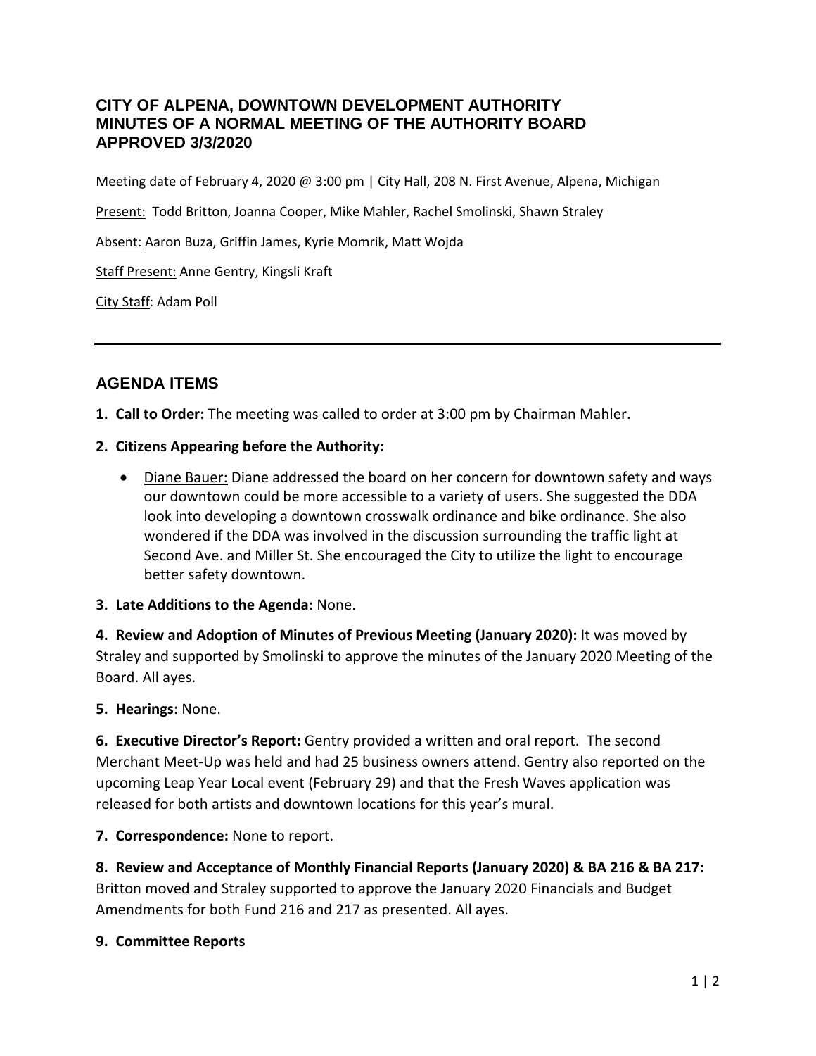# CITY OF ALPENA, DOWNTOWN DEVELOPMENT AUTHORITY
# MINUTES OF A NORMAL MEETING OF THE AUTHORITY BOARD
# APPROVED 3/3/2020

Meeting date of February 4, 2020 @ 3:00 pm | City Hall, 208 N. First Avenue, Alpena, Michigan

Present: Todd Britton, Joanna Cooper, Mike Mahler, Rachel Smolinski, Shawn Straley

Absent: Aaron Buza, Griffin James, Kyrie Momrik, Matt Wojda

Staff Present: Anne Gentry, Kingsli Kraft

City Staff: Adam Poll

---

## AGENDA ITEMS

**1. Call to Order:** The meeting was called to order at 3:00 pm by Chairman Mahler.

**2. Citizens Appearing before the Authority:**

- Diane Bauer: Diane addressed the board on her concern for downtown safety and ways our downtown could be more accessible to a variety of users. She suggested the DDA look into developing a downtown crosswalk ordinance and bike ordinance. She also wondered if the DDA was involved in the discussion surrounding the traffic light at Second Ave. and Miller St. She encouraged the City to utilize the light to encourage better safety downtown.

**3. Late Additions to the Agenda:** None.

**4. Review and Adoption of Minutes of Previous Meeting (January 2020):** It was moved by Straley and supported by Smolinski to approve the minutes of the January 2020 Meeting of the Board. All ayes.

**5. Hearings:** None.

**6. Executive Director's Report:** Gentry provided a written and oral report. The second Merchant Meet-Up was held and had 25 business owners attend. Gentry also reported on the upcoming Leap Year Local event (February 29) and that the Fresh Waves application was released for both artists and downtown locations for this year's mural.

**7. Correspondence:** None to report.

**8. Review and Acceptance of Monthly Financial Reports (January 2020) & BA 216 & BA 217:** Britton moved and Straley supported to approve the January 2020 Financials and Budget Amendments for both Fund 216 and 217 as presented. All ayes.

**9. Committee Reports**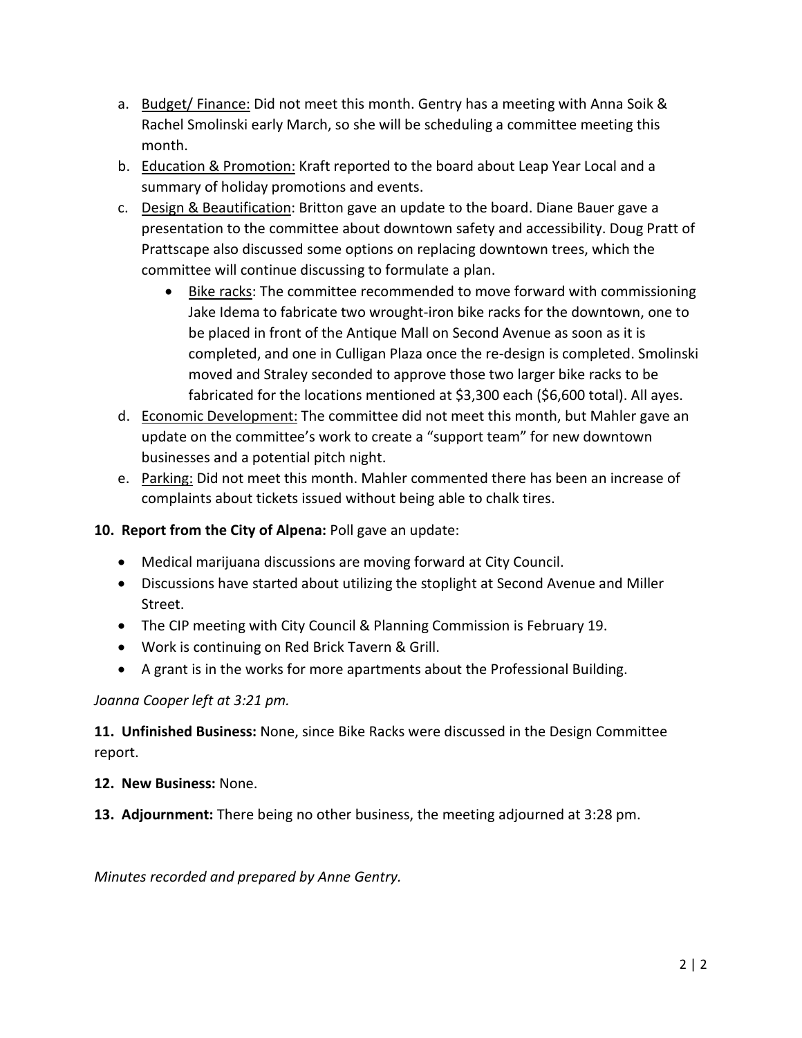a. Budget/ Finance: Did not meet this month. Gentry has a meeting with Anna Soik & Rachel Smolinski early March, so she will be scheduling a committee meeting this month.

b. Education & Promotion: Kraft reported to the board about Leap Year Local and a summary of holiday promotions and events.

c. Design & Beautification: Britton gave an update to the board. Diane Bauer gave a presentation to the committee about downtown safety and accessibility. Doug Pratt of Prattscape also discussed some options on replacing downtown trees, which the committee will continue discussing to formulate a plan.

- Bike racks: The committee recommended to move forward with commissioning Jake Idema to fabricate two wrought-iron bike racks for the downtown, one to be placed in front of the Antique Mall on Second Avenue as soon as it is completed, and one in Culligan Plaza once the re-design is completed. Smolinski moved and Straley seconded to approve those two larger bike racks to be fabricated for the locations mentioned at $3,300 each ($6,600 total). All ayes.

d. Economic Development: The committee did not meet this month, but Mahler gave an update on the committee's work to create a "support team" for new downtown businesses and a potential pitch night.

e. Parking: Did not meet this month. Mahler commented there has been an increase of complaints about tickets issued without being able to chalk tires.

**10. Report from the City of Alpena:** Poll gave an update:

- Medical marijuana discussions are moving forward at City Council.
- Discussions have started about utilizing the stoplight at Second Avenue and Miller Street.
- The CIP meeting with City Council & Planning Commission is February 19.
- Work is continuing on Red Brick Tavern & Grill.
- A grant is in the works for more apartments about the Professional Building.

*Joanna Cooper left at 3:21 pm.*

**11. Unfinished Business:** None, since Bike Racks were discussed in the Design Committee report.

**12. New Business:** None.

**13. Adjournment:** There being no other business, the meeting adjourned at 3:28 pm.

*Minutes recorded and prepared by Anne Gentry.*